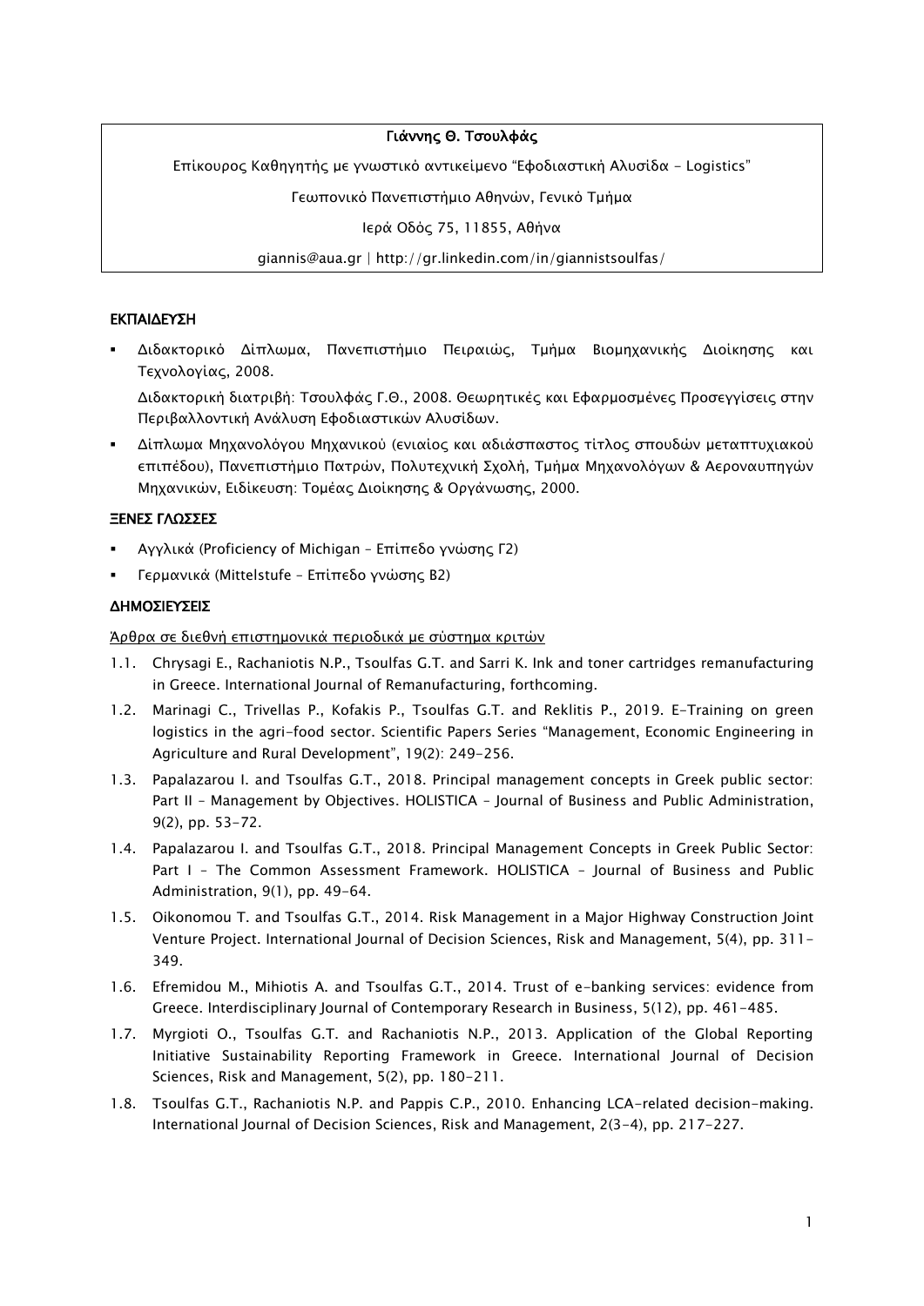**Γιάννης Θ. Τσουλφάς**

Επίκουρος Καθηγητής με γνωστικό αντικείμενο "Εφοδιαστική Αλυσίδα - Logistics"

Γεωπονικό Πανεπιστήμιο Αθηνών, Γενικό Τμήμα

Ιερά Οδός 75, 11855, Αθήνα

giannis@aua.gr | http://gr.linkedin.com/in/giannistsoulfas/

## ΕΚΠΑΙΔΕΥΣΗ

- Διδακτορικό Δίπλωμα, Πανεπιστήμιο Πειραιώς, Τμήμα Βιομηχανικής Διοίκησης και Τεχνολογίας, 2008.

  Διδακτορική διατριβή: Τσουλφάς Γ.Θ., 2008. Θεωρητικές και Εφαρμοσμένες Προσεγγίσεις στην Περιβαλλοντική Ανάλυση Εφοδιαστικών Αλυσίδων.

- Δίπλωμα Μηχανολόγου Μηχανικού (ενιαίος και αδιάσπαστος τίτλος σπουδών μεταπτυχιακού επιπέδου), Πανεπιστήμιο Πατρών, Πολυτεχνική Σχολή, Τμήμα Μηχανολόγων & Αεροναυπηγών Μηχανικών, Ειδίκευση: Τομέας Διοίκησης & Οργάνωσης, 2000.

## ΞΕΝΕΣ ΓΛΩΣΣΕΣ

- Αγγλικά (Proficiency of Michigan – Επίπεδο γνώσης Γ2)
- Γερμανικά (Mittelstufe – Επίπεδο γνώσης Β2)

## ΔΗΜΟΣΙΕΥΣΕΙΣ

Άρθρα σε διεθνή επιστημονικά περιοδικά με σύστημα κριτών

1.1. Chrysagi E., Rachaniotis N.P., Tsoulfas G.T. and Sarri K. Ink and toner cartridges remanufacturing in Greece. International Journal of Remanufacturing, forthcoming.

1.2. Marinagi C., Trivellas P., Kofakis P., Tsoulfas G.T. and Reklitis P., 2019. E-Training on green logistics in the agri-food sector. Scientific Papers Series "Management, Economic Engineering in Agriculture and Rural Development", 19(2): 249-256.

1.3. Papalazarou I. and Tsoulfas G.T., 2018. Principal management concepts in Greek public sector: Part II – Management by Objectives. HOLISTICA – Journal of Business and Public Administration, 9(2), pp. 53-72.

1.4. Papalazarou I. and Tsoulfas G.T., 2018. Principal Management Concepts in Greek Public Sector: Part I – The Common Assessment Framework. HOLISTICA – Journal of Business and Public Administration, 9(1), pp. 49-64.

1.5. Oikonomou T. and Tsoulfas G.T., 2014. Risk Management in a Major Highway Construction Joint Venture Project. International Journal of Decision Sciences, Risk and Management, 5(4), pp. 311-349.

1.6. Efremidou M., Mihiotis A. and Tsoulfas G.T., 2014. Trust of e-banking services: evidence from Greece. Interdisciplinary Journal of Contemporary Research in Business, 5(12), pp. 461-485.

1.7. Myrgioti O., Tsoulfas G.T. and Rachaniotis N.P., 2013. Application of the Global Reporting Initiative Sustainability Reporting Framework in Greece. International Journal of Decision Sciences, Risk and Management, 5(2), pp. 180-211.

1.8. Tsoulfas G.T., Rachaniotis N.P. and Pappis C.P., 2010. Enhancing LCA-related decision-making. International Journal of Decision Sciences, Risk and Management, 2(3-4), pp. 217-227.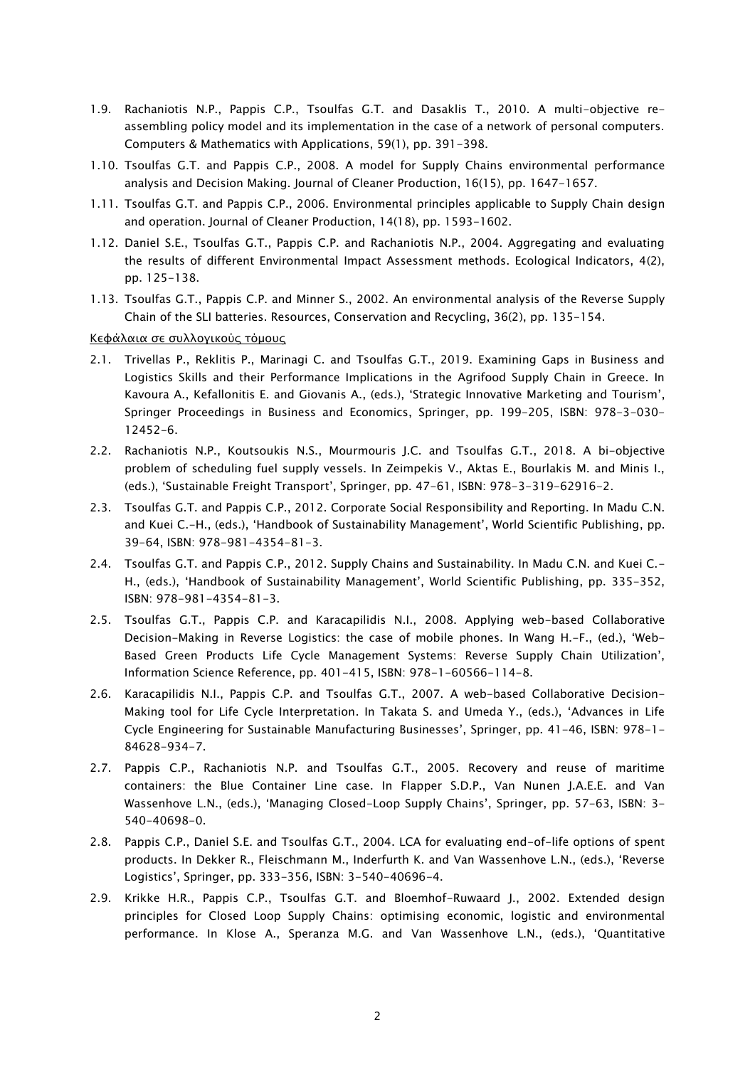1.9. Rachaniotis N.P., Pappis C.P., Tsoulfas G.T. and Dasaklis T., 2010. A multi-objective re-assembling policy model and its implementation in the case of a network of personal computers. Computers & Mathematics with Applications, 59(1), pp. 391-398.

1.10. Tsoulfas G.T. and Pappis C.P., 2008. A model for Supply Chains environmental performance analysis and Decision Making. Journal of Cleaner Production, 16(15), pp. 1647-1657.

1.11. Tsoulfas G.T. and Pappis C.P., 2006. Environmental principles applicable to Supply Chain design and operation. Journal of Cleaner Production, 14(18), pp. 1593-1602.

1.12. Daniel S.E., Tsoulfas G.T., Pappis C.P. and Rachaniotis N.P., 2004. Aggregating and evaluating the results of different Environmental Impact Assessment methods. Ecological Indicators, 4(2), pp. 125-138.

1.13. Tsoulfas G.T., Pappis C.P. and Minner S., 2002. An environmental analysis of the Reverse Supply Chain of the SLI batteries. Resources, Conservation and Recycling, 36(2), pp. 135-154.

Κεφάλαια σε συλλογικούς τόμους

2.1. Trivellas P., Reklitis P., Marinagi C. and Tsoulfas G.T., 2019. Examining Gaps in Business and Logistics Skills and their Performance Implications in the Agrifood Supply Chain in Greece. In Kavoura A., Kefallonitis E. and Giovanis A., (eds.), 'Strategic Innovative Marketing and Tourism', Springer Proceedings in Business and Economics, Springer, pp. 199-205, ISBN: 978-3-030-12452-6.

2.2. Rachaniotis N.P., Koutsoukis N.S., Mourmouris J.C. and Tsoulfas G.T., 2018. A bi-objective problem of scheduling fuel supply vessels. In Zeimpekis V., Aktas E., Bourlakis M. and Minis I., (eds.), 'Sustainable Freight Transport', Springer, pp. 47-61, ISBN: 978-3-319-62916-2.

2.3. Tsoulfas G.T. and Pappis C.P., 2012. Corporate Social Responsibility and Reporting. In Madu C.N. and Kuei C.-H., (eds.), 'Handbook of Sustainability Management', World Scientific Publishing, pp. 39-64, ISBN: 978-981-4354-81-3.

2.4. Tsoulfas G.T. and Pappis C.P., 2012. Supply Chains and Sustainability. In Madu C.N. and Kuei C.-H., (eds.), 'Handbook of Sustainability Management', World Scientific Publishing, pp. 335-352, ISBN: 978-981-4354-81-3.

2.5. Tsoulfas G.T., Pappis C.P. and Karacapilidis N.I., 2008. Applying web-based Collaborative Decision-Making in Reverse Logistics: the case of mobile phones. In Wang H.-F., (ed.), 'Web-Based Green Products Life Cycle Management Systems: Reverse Supply Chain Utilization', Information Science Reference, pp. 401-415, ISBN: 978-1-60566-114-8.

2.6. Karacapilidis N.I., Pappis C.P. and Tsoulfas G.T., 2007. A web-based Collaborative Decision-Making tool for Life Cycle Interpretation. In Takata S. and Umeda Y., (eds.), 'Advances in Life Cycle Engineering for Sustainable Manufacturing Businesses', Springer, pp. 41-46, ISBN: 978-1-84628-934-7.

2.7. Pappis C.P., Rachaniotis N.P. and Tsoulfas G.T., 2005. Recovery and reuse of maritime containers: the Blue Container Line case. In Flapper S.D.P., Van Nunen J.A.E.E. and Van Wassenhove L.N., (eds.), 'Managing Closed-Loop Supply Chains', Springer, pp. 57-63, ISBN: 3-540-40698-0.

2.8. Pappis C.P., Daniel S.E. and Tsoulfas G.T., 2004. LCA for evaluating end-of-life options of spent products. In Dekker R., Fleischmann M., Inderfurth K. and Van Wassenhove L.N., (eds.), 'Reverse Logistics', Springer, pp. 333-356, ISBN: 3-540-40696-4.

2.9. Krikke H.R., Pappis C.P., Tsoulfas G.T. and Bloemhof-Ruwaard J., 2002. Extended design principles for Closed Loop Supply Chains: optimising economic, logistic and environmental performance. In Klose A., Speranza M.G. and Van Wassenhove L.N., (eds.), 'Quantitative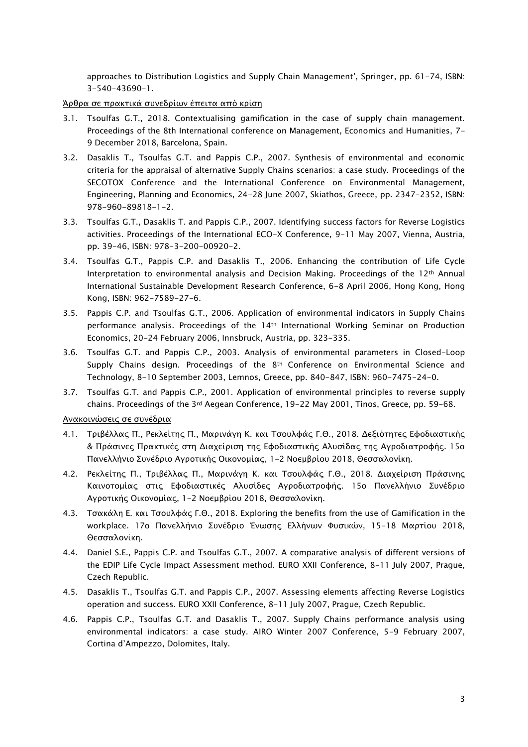approaches to Distribution Logistics and Supply Chain Management', Springer, pp. 61-74, ISBN: 3-540-43690-1.

Άρθρα σε πρακτικά συνεδρίων έπειτα από κρίση

3.1. Tsoulfas G.T., 2018. Contextualising gamification in the case of supply chain management. Proceedings of the 8th International conference on Management, Economics and Humanities, 7-9 December 2018, Barcelona, Spain.

3.2. Dasaklis T., Tsoulfas G.T. and Pappis C.P., 2007. Synthesis of environmental and economic criteria for the appraisal of alternative Supply Chains scenarios: a case study. Proceedings of the SECOTOX Conference and the International Conference on Environmental Management, Engineering, Planning and Economics, 24-28 June 2007, Skiathos, Greece, pp. 2347-2352, ISBN: 978-960-89818-1-2.

3.3. Tsoulfas G.T., Dasaklis T. and Pappis C.P., 2007. Identifying success factors for Reverse Logistics activities. Proceedings of the International ECO-X Conference, 9-11 May 2007, Vienna, Austria, pp. 39-46, ISBN: 978-3-200-00920-2.

3.4. Tsoulfas G.T., Pappis C.P. and Dasaklis T., 2006. Enhancing the contribution of Life Cycle Interpretation to environmental analysis and Decision Making. Proceedings of the 12th Annual International Sustainable Development Research Conference, 6-8 April 2006, Hong Kong, Hong Kong, ISBN: 962-7589-27-6.

3.5. Pappis C.P. and Tsoulfas G.T., 2006. Application of environmental indicators in Supply Chains performance analysis. Proceedings of the 14th International Working Seminar on Production Economics, 20-24 February 2006, Innsbruck, Austria, pp. 323-335.

3.6. Tsoulfas G.T. and Pappis C.P., 2003. Analysis of environmental parameters in Closed-Loop Supply Chains design. Proceedings of the 8th Conference on Environmental Science and Technology, 8-10 September 2003, Lemnos, Greece, pp. 840-847, ISBN: 960-7475-24-0.

3.7. Tsoulfas G.T. and Pappis C.P., 2001. Application of environmental principles to reverse supply chains. Proceedings of the 3rd Aegean Conference, 19-22 May 2001, Tinos, Greece, pp. 59-68.

Ανακοινώσεις σε συνέδρια

4.1. Τριβέλλας Π., Ρεκλείτης Π., Μαρινάγη Κ. και Τσουλφάς Γ.Θ., 2018. Δεξιότητες Εφοδιαστικής & Πράσινες Πρακτικές στη Διαχείριση της Εφοδιαστικής Αλυσίδας της Αγροδιατροφής. 15ο Πανελλήνιο Συνέδριο Αγροτικής Οικονομίας, 1-2 Νοεμβρίου 2018, Θεσσαλονίκη.

4.2. Ρεκλείτης Π., Τριβέλλας Π., Μαρινάγη Κ. και Τσουλφάς Γ.Θ., 2018. Διαχείριση Πράσινης Καινοτομίας στις Εφοδιαστικές Αλυσίδες Αγροδιατροφής. 15ο Πανελλήνιο Συνέδριο Αγροτικής Οικονομίας, 1-2 Νοεμβρίου 2018, Θεσσαλονίκη.

4.3. Τσακάλη Ε. και Τσουλφάς Γ.Θ., 2018. Exploring the benefits from the use of Gamification in the workplace. 17ο Πανελλήνιο Συνέδριο Ένωσης Ελλήνων Φυσικών, 15-18 Μαρτίου 2018, Θεσσαλονίκη.

4.4. Daniel S.E., Pappis C.P. and Tsoulfas G.T., 2007. A comparative analysis of different versions of the EDIP Life Cycle Impact Assessment method. EURO XXII Conference, 8-11 July 2007, Prague, Czech Republic.

4.5. Dasaklis T., Tsoulfas G.T. and Pappis C.P., 2007. Assessing elements affecting Reverse Logistics operation and success. EURO XXII Conference, 8-11 July 2007, Prague, Czech Republic.

4.6. Pappis C.P., Tsoulfas G.T. and Dasaklis T., 2007. Supply Chains performance analysis using environmental indicators: a case study. AIRO Winter 2007 Conference, 5-9 February 2007, Cortina d'Ampezzo, Dolomites, Italy.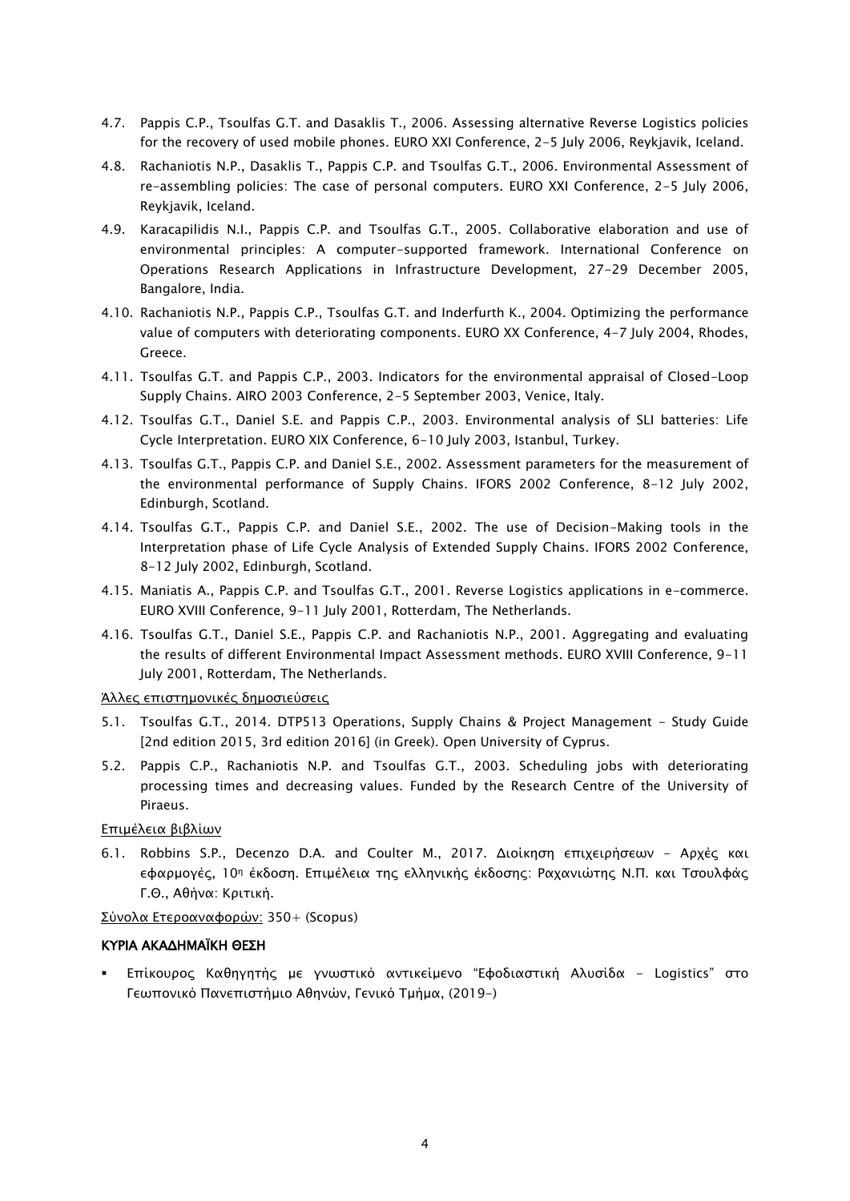4.7. Pappis C.P., Tsoulfas G.T. and Dasaklis T., 2006. Assessing alternative Reverse Logistics policies for the recovery of used mobile phones. EURO XXI Conference, 2-5 July 2006, Reykjavik, Iceland.

4.8. Rachaniotis N.P., Dasaklis T., Pappis C.P. and Tsoulfas G.T., 2006. Environmental Assessment of re-assembling policies: The case of personal computers. EURO XXI Conference, 2-5 July 2006, Reykjavik, Iceland.

4.9. Karacapilidis N.I., Pappis C.P. and Tsoulfas G.T., 2005. Collaborative elaboration and use of environmental principles: A computer-supported framework. International Conference on Operations Research Applications in Infrastructure Development, 27-29 December 2005, Bangalore, India.

4.10. Rachaniotis N.P., Pappis C.P., Tsoulfas G.T. and Inderfurth K., 2004. Optimizing the performance value of computers with deteriorating components. EURO XX Conference, 4-7 July 2004, Rhodes, Greece.

4.11. Tsoulfas G.T. and Pappis C.P., 2003. Indicators for the environmental appraisal of Closed-Loop Supply Chains. AIRO 2003 Conference, 2-5 September 2003, Venice, Italy.

4.12. Tsoulfas G.T., Daniel S.E. and Pappis C.P., 2003. Environmental analysis of SLI batteries: Life Cycle Interpretation. EURO XIX Conference, 6-10 July 2003, Istanbul, Turkey.

4.13. Tsoulfas G.T., Pappis C.P. and Daniel S.E., 2002. Assessment parameters for the measurement of the environmental performance of Supply Chains. IFORS 2002 Conference, 8-12 July 2002, Edinburgh, Scotland.

4.14. Tsoulfas G.T., Pappis C.P. and Daniel S.E., 2002. The use of Decision-Making tools in the Interpretation phase of Life Cycle Analysis of Extended Supply Chains. IFORS 2002 Conference, 8-12 July 2002, Edinburgh, Scotland.

4.15. Maniatis A., Pappis C.P. and Tsoulfas G.T., 2001. Reverse Logistics applications in e-commerce. EURO XVIII Conference, 9-11 July 2001, Rotterdam, The Netherlands.

4.16. Tsoulfas G.T., Daniel S.E., Pappis C.P. and Rachaniotis N.P., 2001. Aggregating and evaluating the results of different Environmental Impact Assessment methods. EURO XVIII Conference, 9-11 July 2001, Rotterdam, The Netherlands.

Άλλες επιστημονικές δημοσιεύσεις

5.1. Tsoulfas G.T., 2014. DTP513 Operations, Supply Chains & Project Management - Study Guide [2nd edition 2015, 3rd edition 2016] (in Greek). Open University of Cyprus.

5.2. Pappis C.P., Rachaniotis N.P. and Tsoulfas G.T., 2003. Scheduling jobs with deteriorating processing times and decreasing values. Funded by the Research Centre of the University of Piraeus.

Επιμέλεια βιβλίων

6.1. Robbins S.P., Decenzo D.A. and Coulter M., 2017. Διοίκηση επιχειρήσεων - Αρχές και εφαρμογές, 10η έκδοση. Επιμέλεια της ελληνικής έκδοσης: Ραχανιώτης Ν.Π. και Τσουλφάς Γ.Θ., Αθήνα: Κριτική.

Σύνολα Ετεροαναφορών: 350+ (Scopus)

**ΚΥΡΙΑ ΑΚΑΔΗΜΑΪΚΗ ΘΕΣΗ**

- Επίκουρος Καθηγητής με γνωστικό αντικείμενο "Εφοδιαστική Αλυσίδα - Logistics" στο Γεωπονικό Πανεπιστήμιο Αθηνών, Γενικό Τμήμα, (2019-)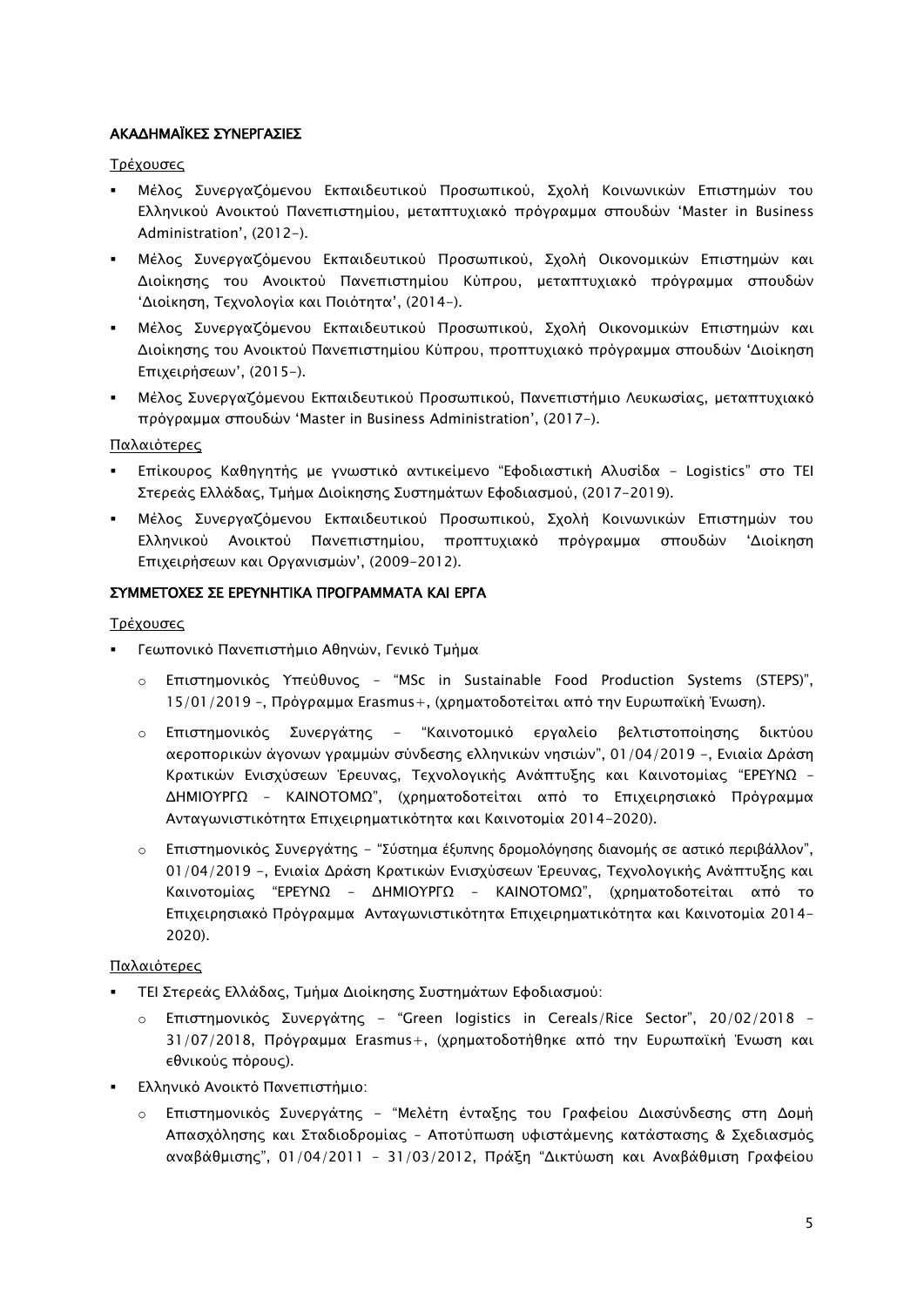**ΑΚΑΔΗΜΑΪΚΕΣ ΣΥΝΕΡΓΑΣΙΕΣ**

Τρέχουσες

- Μέλος Συνεργαζόμενου Εκπαιδευτικού Προσωπικού, Σχολή Κοινωνικών Επιστημών του Ελληνικού Ανοικτού Πανεπιστημίου, μεταπτυχιακό πρόγραμμα σπουδών 'Master in Business Administration', (2012-).
- Μέλος Συνεργαζόμενου Εκπαιδευτικού Προσωπικού, Σχολή Οικονομικών Επιστημών και Διοίκησης του Ανοικτού Πανεπιστημίου Κύπρου, μεταπτυχιακό πρόγραμμα σπουδών 'Διοίκηση, Τεχνολογία και Ποιότητα', (2014-).
- Μέλος Συνεργαζόμενου Εκπαιδευτικού Προσωπικού, Σχολή Οικονομικών Επιστημών και Διοίκησης του Ανοικτού Πανεπιστημίου Κύπρου, προπτυχιακό πρόγραμμα σπουδών 'Διοίκηση Επιχειρήσεων', (2015-).
- Μέλος Συνεργαζόμενου Εκπαιδευτικού Προσωπικού, Πανεπιστήμιο Λευκωσίας, μεταπτυχιακό πρόγραμμα σπουδών 'Master in Business Administration', (2017-).

Παλαιότερες

- Επίκουρος Καθηγητής με γνωστικό αντικείμενο "Εφοδιαστική Αλυσίδα - Logistics" στο ΤΕΙ Στερεάς Ελλάδας, Τμήμα Διοίκησης Συστημάτων Εφοδιασμού, (2017-2019).
- Μέλος Συνεργαζόμενου Εκπαιδευτικού Προσωπικού, Σχολή Κοινωνικών Επιστημών του Ελληνικού Ανοικτού Πανεπιστημίου, προπτυχιακό πρόγραμμα σπουδών 'Διοίκηση Επιχειρήσεων και Οργανισμών', (2009-2012).

**ΣΥΜΜΕΤΟΧΕΣ ΣΕ ΕΡΕΥΝΗΤΙΚΑ ΠΡΟΓΡΑΜΜΑΤΑ ΚΑΙ ΕΡΓΑ**

Τρέχουσες

- Γεωπονικό Πανεπιστήμιο Αθηνών, Γενικό Τμήμα
  - Επιστημονικός Υπεύθυνος – "MSc in Sustainable Food Production Systems (STEPS)", 15/01/2019 -, Πρόγραμμα Erasmus+, (χρηματοδοτείται από την Ευρωπαϊκή Ένωση).
  - Επιστημονικός Συνεργάτης - "Καινοτομικό εργαλείο βελτιστοποίησης δικτύου αεροπορικών άγονων γραμμών σύνδεσης ελληνικών νησιών", 01/04/2019 -, Ενιαία Δράση Κρατικών Ενισχύσεων Έρευνας, Τεχνολογικής Ανάπτυξης και Καινοτομίας "ΕΡΕΥΝΩ – ΔΗΜΙΟΥΡΓΩ – ΚΑΙΝΟΤΟΜΩ", (χρηματοδοτείται από το Επιχειρησιακό Πρόγραμμα Ανταγωνιστικότητα Επιχειρηματικότητα και Καινοτομία 2014-2020).
  - Επιστημονικός Συνεργάτης - "Σύστημα έξυπνης δρομολόγησης διανομής σε αστικό περιβάλλον", 01/04/2019 -, Ενιαία Δράση Κρατικών Ενισχύσεων Έρευνας, Τεχνολογικής Ανάπτυξης και Καινοτομίας "ΕΡΕΥΝΩ – ΔΗΜΙΟΥΡΓΩ – ΚΑΙΝΟΤΟΜΩ", (χρηματοδοτείται από το Επιχειρησιακό Πρόγραμμα Ανταγωνιστικότητα Επιχειρηματικότητα και Καινοτομία 2014-2020).

Παλαιότερες

- ΤΕΙ Στερεάς Ελλάδας, Τμήμα Διοίκησης Συστημάτων Εφοδιασμού:
  - Επιστημονικός Συνεργάτης - "Green logistics in Cereals/Rice Sector", 20/02/2018 – 31/07/2018, Πρόγραμμα Erasmus+, (χρηματοδοτήθηκε από την Ευρωπαϊκή Ένωση και εθνικούς πόρους).
- Ελληνικό Ανοικτό Πανεπιστήμιο:
  - Επιστημονικός Συνεργάτης - "Μελέτη ένταξης του Γραφείου Διασύνδεσης στη Δομή Απασχόλησης και Σταδιοδρομίας – Αποτύπωση υφιστάμενης κατάστασης & Σχεδιασμός αναβάθμισης", 01/04/2011 – 31/03/2012, Πράξη "Δικτύωση και Αναβάθμιση Γραφείου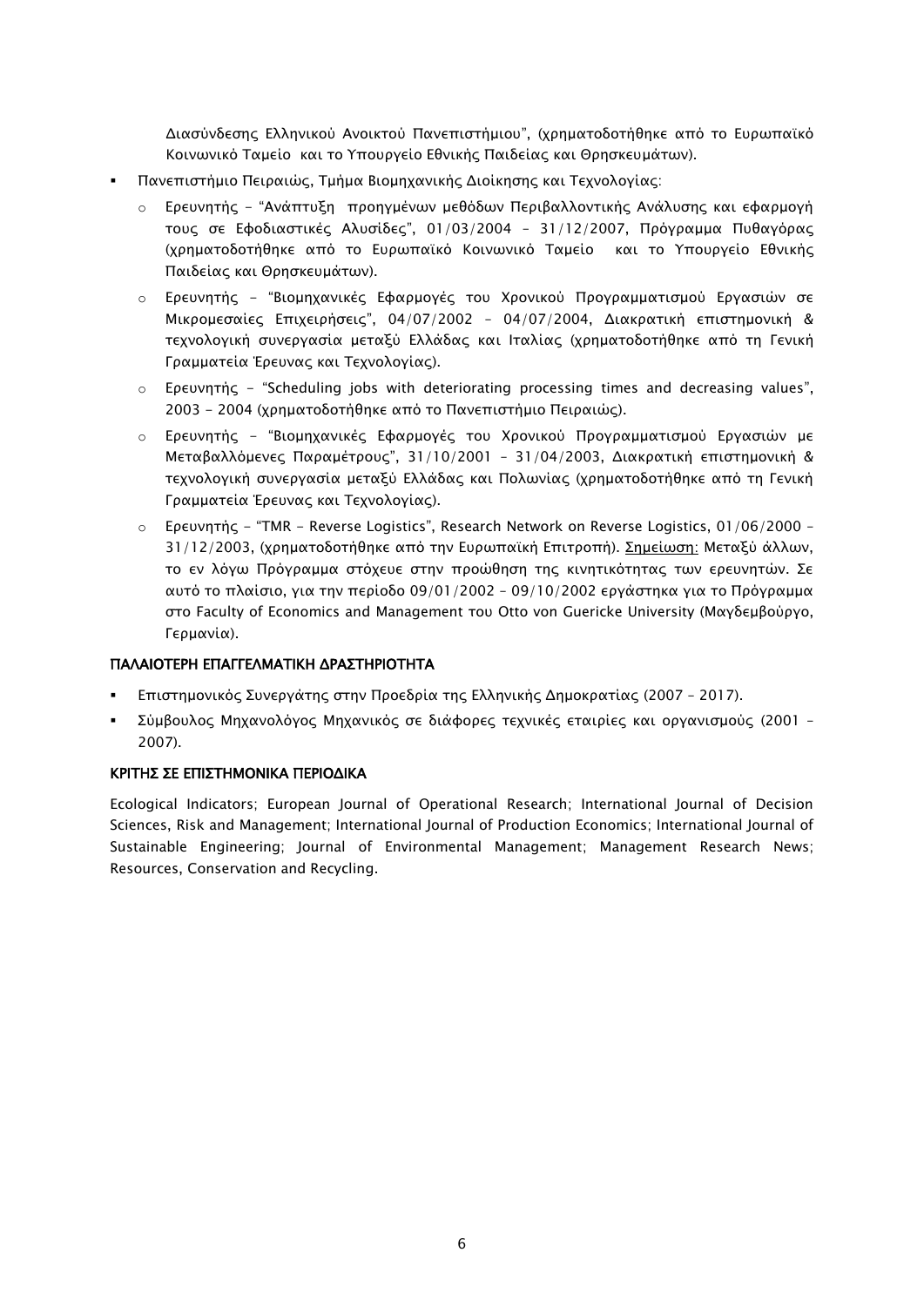Διασύνδεσης Ελληνικού Ανοικτού Πανεπιστήμιου", (χρηματοδοτήθηκε από το Ευρωπαϊκό Κοινωνικό Ταμείο και το Υπουργείο Εθνικής Παιδείας και Θρησκευμάτων).

- Πανεπιστήμιο Πειραιώς, Τμήμα Βιομηχανικής Διοίκησης και Τεχνολογίας:
  - Ερευνητής – "Ανάπτυξη προηγμένων μεθόδων Περιβαλλοντικής Ανάλυσης και εφαρμογή τους σε Εφοδιαστικές Αλυσίδες", 01/03/2004 – 31/12/2007, Πρόγραμμα Πυθαγόρας (χρηματοδοτήθηκε από το Ευρωπαϊκό Κοινωνικό Ταμείο και το Υπουργείο Εθνικής Παιδείας και Θρησκευμάτων).
  - Ερευνητής – "Βιομηχανικές Εφαρμογές του Χρονικού Προγραμματισμού Εργασιών σε Μικρομεσαίες Επιχειρήσεις", 04/07/2002 – 04/07/2004, Διακρατική επιστημονική & τεχνολογική συνεργασία μεταξύ Ελλάδας και Ιταλίας (χρηματοδοτήθηκε από τη Γενική Γραμματεία Έρευνας και Τεχνολογίας).
  - Ερευνητής – "Scheduling jobs with deteriorating processing times and decreasing values", 2003 - 2004 (χρηματοδοτήθηκε από το Πανεπιστήμιο Πειραιώς).
  - Ερευνητής – "Βιομηχανικές Εφαρμογές του Χρονικού Προγραμματισμού Εργασιών με Μεταβαλλόμενες Παραμέτρους", 31/10/2001 – 31/04/2003, Διακρατική επιστημονική & τεχνολογική συνεργασία μεταξύ Ελλάδας και Πολωνίας (χρηματοδοτήθηκε από τη Γενική Γραμματεία Έρευνας και Τεχνολογίας).
  - Ερευνητής – "TMR - Reverse Logistics", Research Network on Reverse Logistics, 01/06/2000 – 31/12/2003, (χρηματοδοτήθηκε από την Ευρωπαϊκή Επιτροπή). Σημείωση: Μεταξύ άλλων, το εν λόγω Πρόγραμμα στόχευε στην προώθηση της κινητικότητας των ερευνητών. Σε αυτό το πλαίσιο, για την περίοδο 09/01/2002 – 09/10/2002 εργάστηκα για το Πρόγραμμα στο Faculty of Economics and Management του Otto von Guericke University (Μαγδεμβούργο, Γερμανία).

**ΠΑΛΑΙΟΤΕΡΗ ΕΠΑΓΓΕΛΜΑΤΙΚΗ ΔΡΑΣΤΗΡΙΟΤΗΤΑ**

- Επιστημονικός Συνεργάτης στην Προεδρία της Ελληνικής Δημοκρατίας (2007 – 2017).
- Σύμβουλος Μηχανολόγος Μηχανικός σε διάφορες τεχνικές εταιρίες και οργανισμούς (2001 – 2007).

**ΚΡΙΤΗΣ ΣΕ ΕΠΙΣΤΗΜΟΝΙΚΑ ΠΕΡΙΟΔΙΚΑ**

Ecological Indicators; European Journal of Operational Research; International Journal of Decision Sciences, Risk and Management; International Journal of Production Economics; International Journal of Sustainable Engineering; Journal of Environmental Management; Management Research News; Resources, Conservation and Recycling.